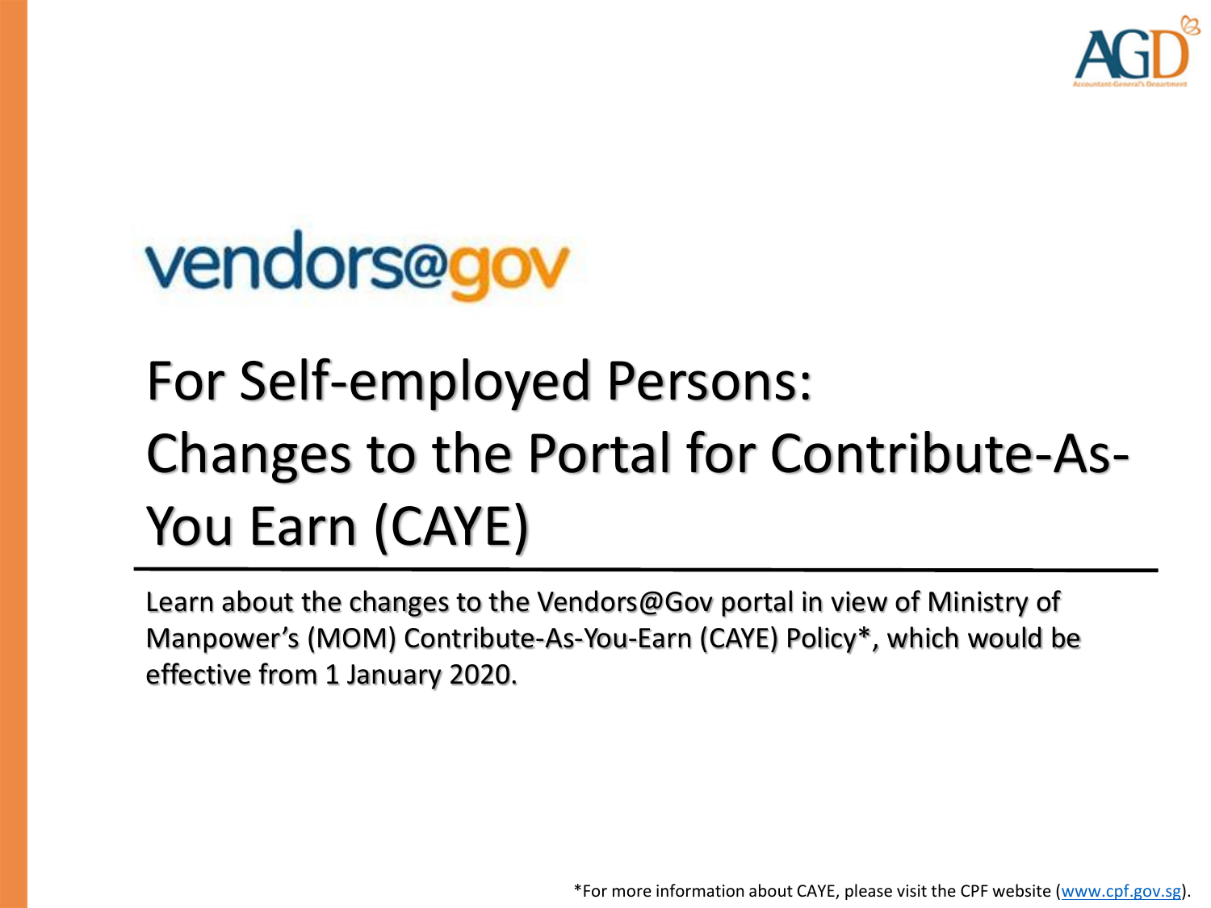vendors@gov

# For Self-employed Persons: Changes to the Portal for Contribute-As-You Earn (CAYE)

Learn about the changes to the Vendors@Gov portal in view of Ministry of Manpower's (MOM) Contribute-As-You-Earn (CAYE) Policy*, which would be effective from 1 January 2020.

*For more information about CAYE, please visit the CPF website (www.cpf.gov.sg).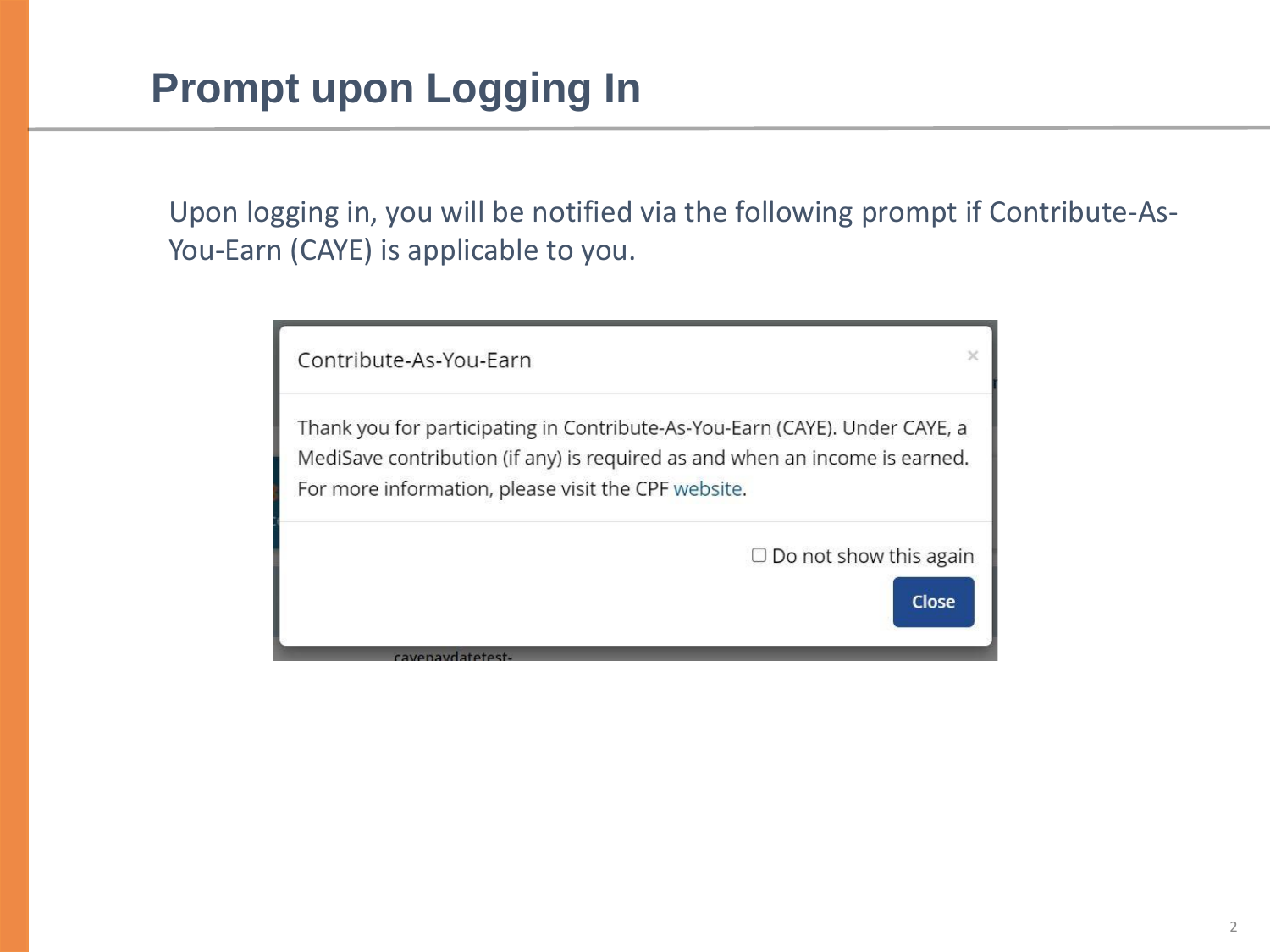# Prompt upon Logging In

Upon logging in, you will be notified via the following prompt if Contribute-As-You-Earn (CAYE) is applicable to you.

Contribute-As-You-Earn

Thank you for participating in Contribute-As-You-Earn (CAYE). Under CAYE, a MediSave contribution (if any) is required as and when an income is earned. For more information, please visit the CPF website.

☐ Do not show this again

Close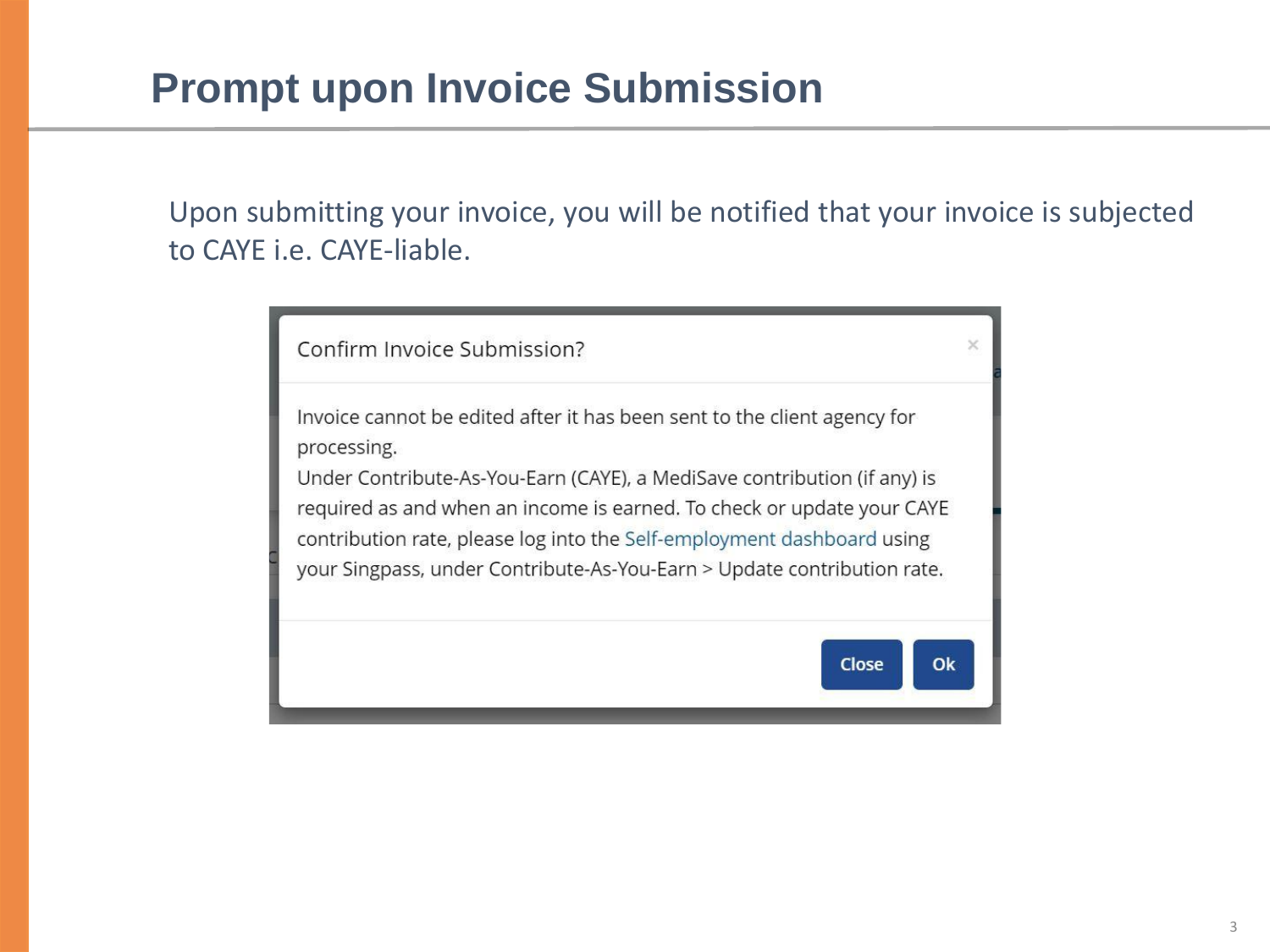# Prompt upon Invoice Submission

Upon submitting your invoice, you will be notified that your invoice is subjected to CAYE i.e. CAYE-liable.

Confirm Invoice Submission?

Invoice cannot be edited after it has been sent to the client agency for processing.
Under Contribute-As-You-Earn (CAYE), a MediSave contribution (if any) is required as and when an income is earned. To check or update your CAYE contribution rate, please log into the Self-employment dashboard using your Singpass, under Contribute-As-You-Earn > Update contribution rate.

Close | Ok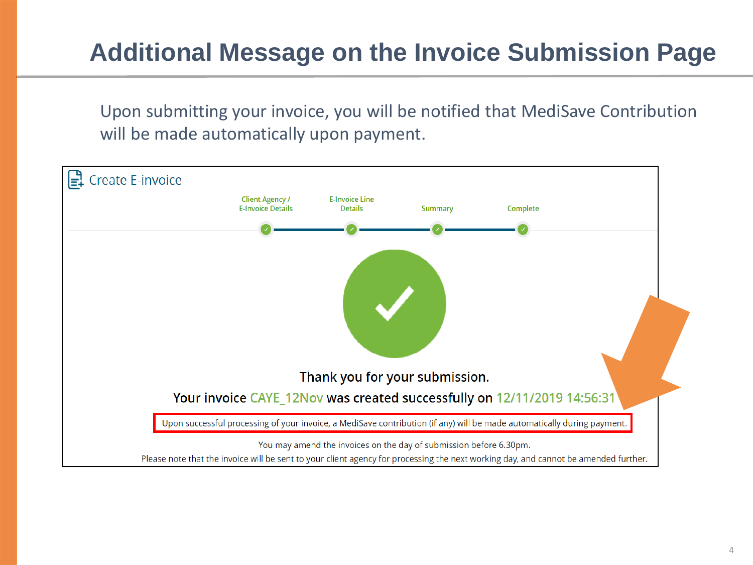# Additional Message on the Invoice Submission Page

Upon submitting your invoice, you will be notified that MediSave Contribution will be made automatically upon payment.

Create E-invoice

Client Agency / E-Invoice Details | E-Invoice Line Details | Summary | Complete

Thank you for your submission.

Your invoice CAYE_12Nov was created successfully on 12/11/2019 14:56:31

Upon successful processing of your invoice, a MediSave contribution (if any) will be made automatically during payment.

You may amend the invoices on the day of submission before 6.30pm.

Please note that the invoice will be sent to your client agency for processing the next working day, and cannot be amended further.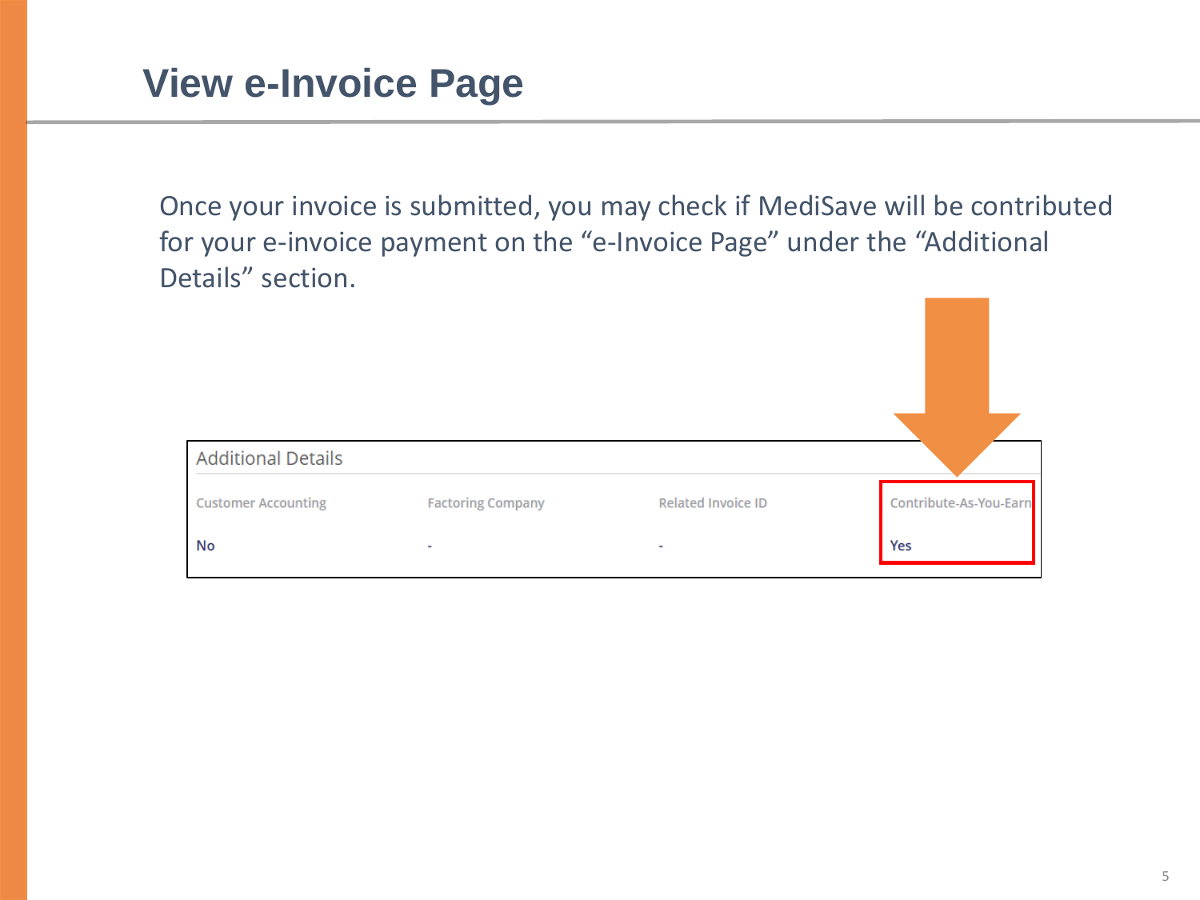# View e-Invoice Page

Once your invoice is submitted, you may check if MediSave will be contributed for your e-invoice payment on the "e-Invoice Page" under the "Additional Details" section.

**Additional Details**

| Customer Accounting | Factoring Company | Related Invoice ID | Contribute-As-You-Earn |
|---|---|---|---|
| No | - | - | Yes |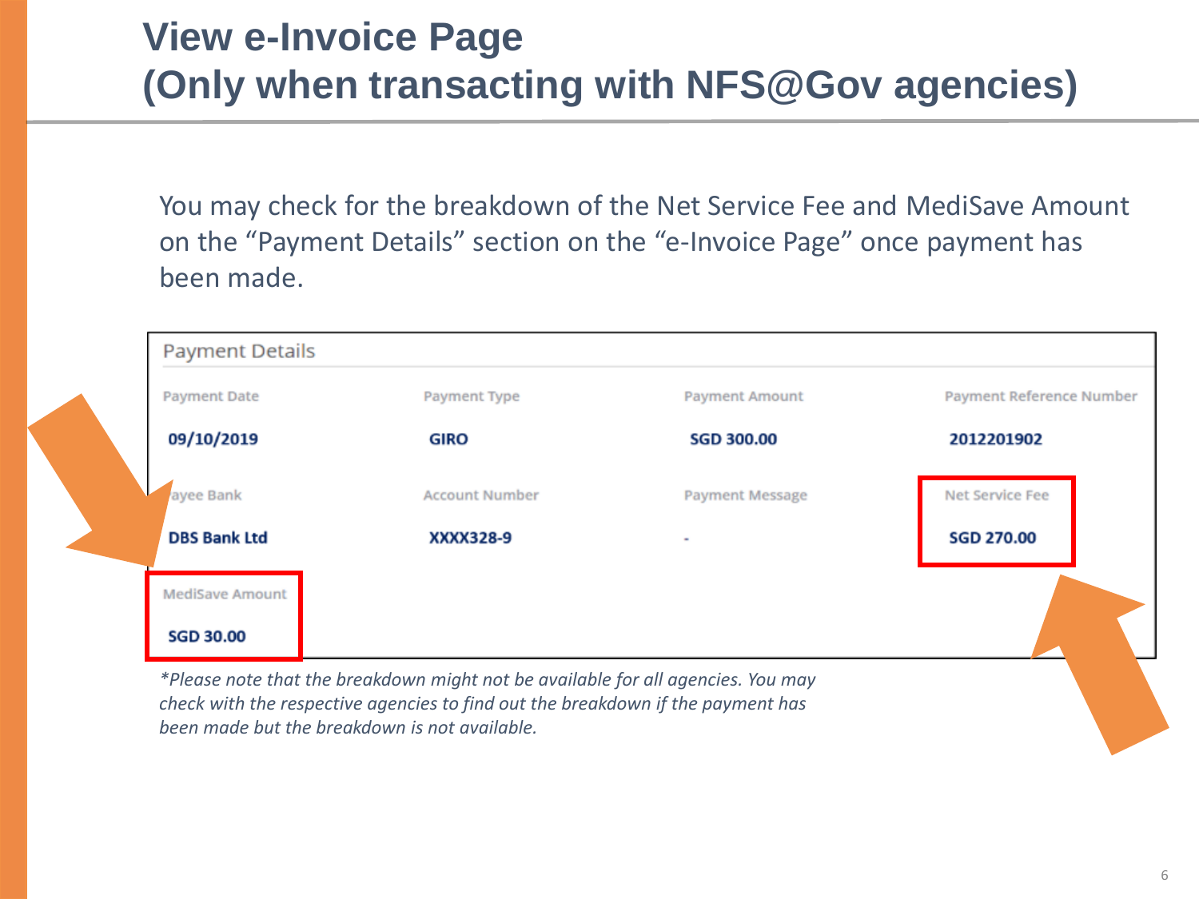# View e-Invoice Page (Only when transacting with NFS@Gov agencies)

You may check for the breakdown of the Net Service Fee and MediSave Amount on the "Payment Details" section on the "e-Invoice Page" once payment has been made.

**Payment Details**

| Payment Date | Payment Type | Payment Amount | Payment Reference Number |
|---|---|---|---|
| 09/10/2019 | GIRO | SGD 300.00 | 2012201902 |
| **Payee Bank** | **Account Number** | **Payment Message** | **Net Service Fee** |
| DBS Bank Ltd | XXXX328-9 | - | SGD 270.00 |
| **MediSave Amount** | | | |
| SGD 30.00 | | | |

*\*Please note that the breakdown might not be available for all agencies. You may check with the respective agencies to find out the breakdown if the payment has been made but the breakdown is not available.*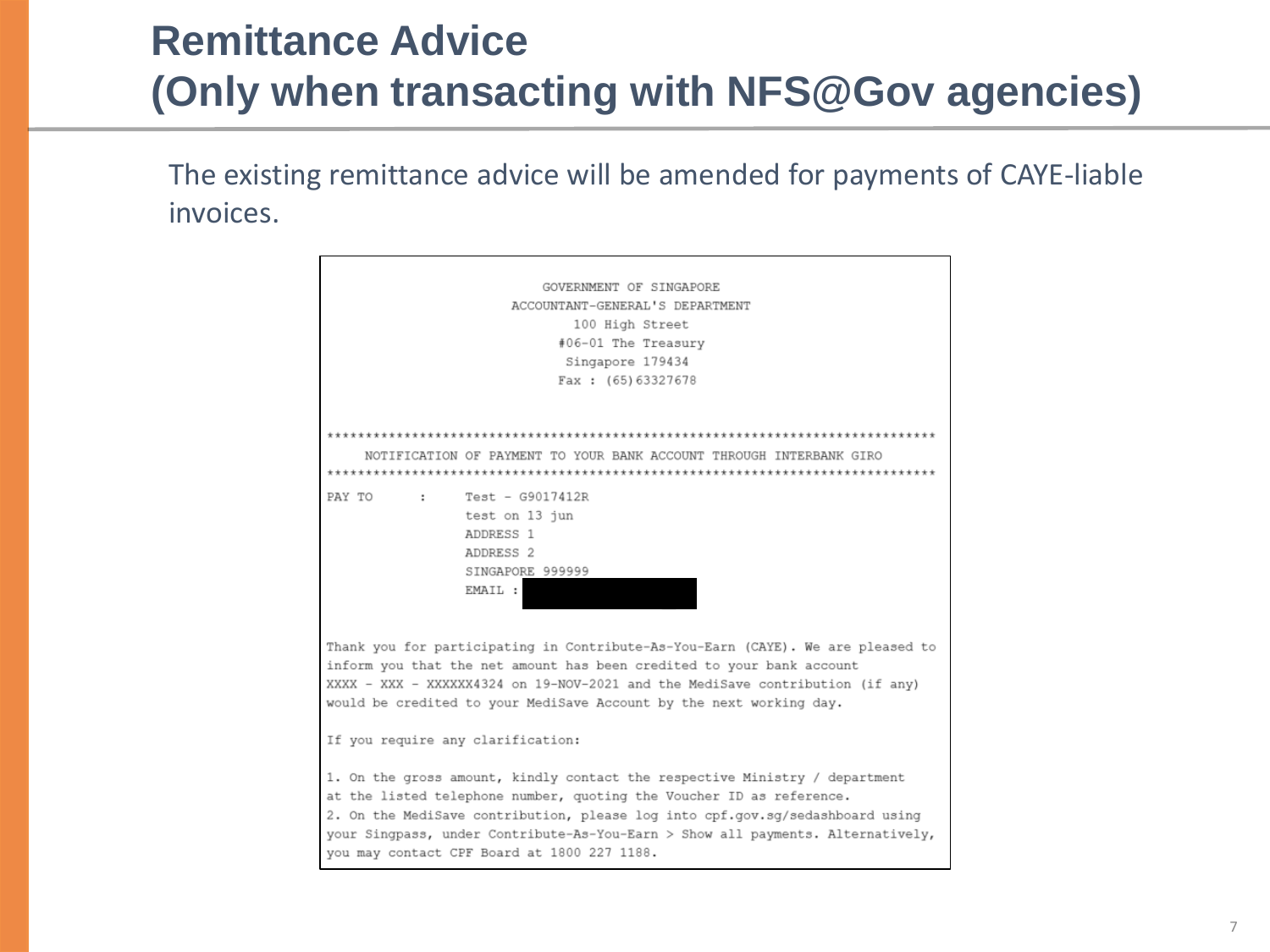# Remittance Advice
# (Only when transacting with NFS@Gov agencies)

The existing remittance advice will be amended for payments of CAYE-liable invoices.

```
                         GOVERNMENT OF SINGAPORE
                     ACCOUNTANT-GENERAL'S DEPARTMENT
                             100 High Street
                           #06-01 The Treasury
                            Singapore 179434
                          Fax : (65)63327678


********************************************************************************
    NOTIFICATION OF PAYMENT TO YOUR BANK ACCOUNT THROUGH INTERBANK GIRO
********************************************************************************
PAY TO      :     Test - G9017412R
                  test on 13 jun
                  ADDRESS 1
                  ADDRESS 2
                  SINGAPORE 999999
                  EMAIL :


Thank you for participating in Contribute-As-You-Earn (CAYE). We are pleased to
inform you that the net amount has been credited to your bank account
XXXX - XXX - XXXXXX4324 on 19-NOV-2021 and the MediSave contribution (if any)
would be credited to your MediSave Account by the next working day.

If you require any clarification:

1. On the gross amount, kindly contact the respective Ministry / department
at the listed telephone number, quoting the Voucher ID as reference.
2. On the MediSave contribution, please log into cpf.gov.sg/sedashboard using
your Singpass, under Contribute-As-You-Earn > Show all payments. Alternatively,
you may contact CPF Board at 1800 227 1188.
```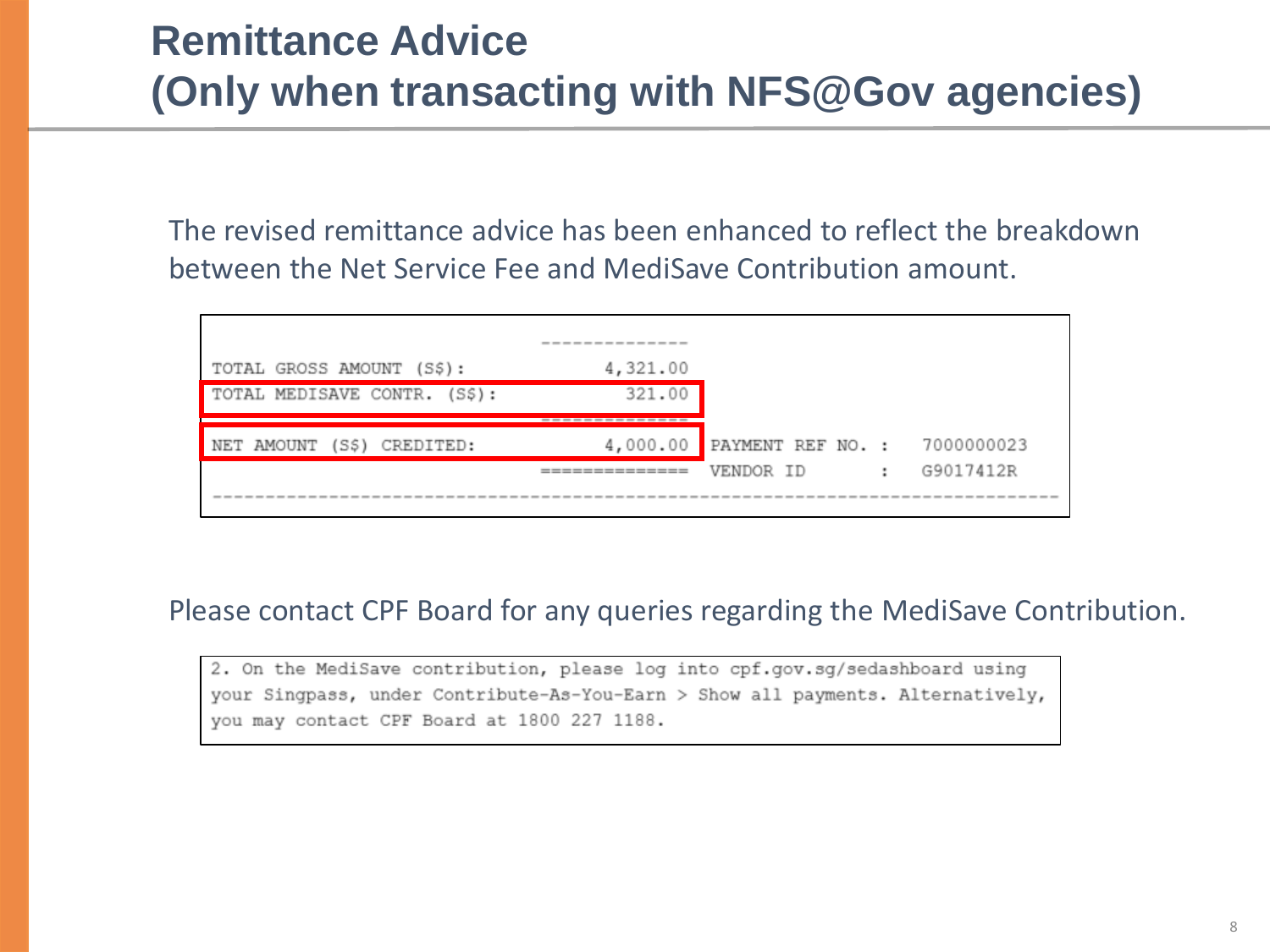# Remittance Advice
# (Only when transacting with NFS@Gov agencies)

The revised remittance advice has been enhanced to reflect the breakdown between the Net Service Fee and MediSave Contribution amount.

```
                                --------------
TOTAL GROSS AMOUNT (S$):              4,321.00
TOTAL MEDISAVE CONTR. (S$):             321.00
                                --------------
NET AMOUNT (S$) CREDITED:             4,000.00  PAYMENT REF NO. :   7000000023
                                ==============  VENDOR ID       :   G9017412R
-------------------------------------------------------------------------------
```

Please contact CPF Board for any queries regarding the MediSave Contribution.

```
2. On the MediSave contribution, please log into cpf.gov.sg/sedashboard using
your Singpass, under Contribute-As-You-Earn > Show all payments. Alternatively,
you may contact CPF Board at 1800 227 1188.
```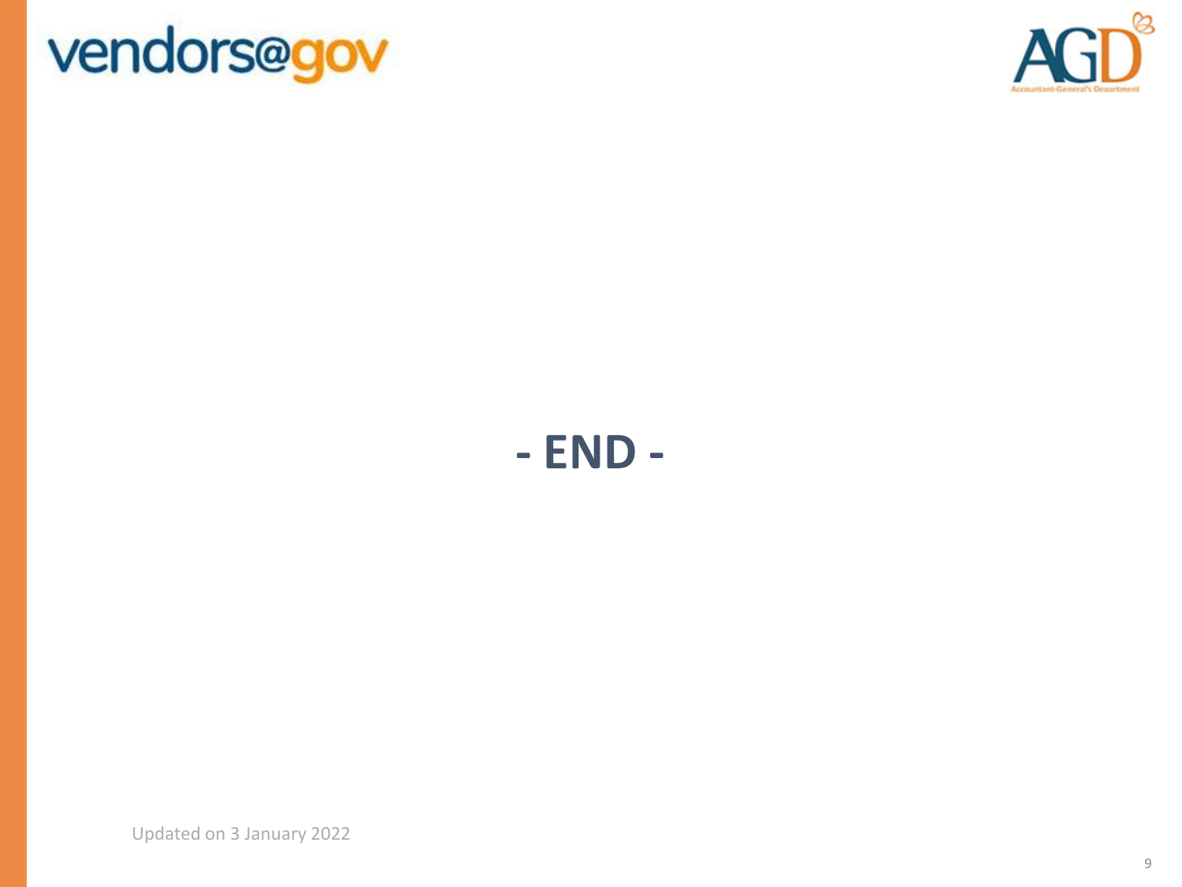**- END -**

Updated on 3 January 2022